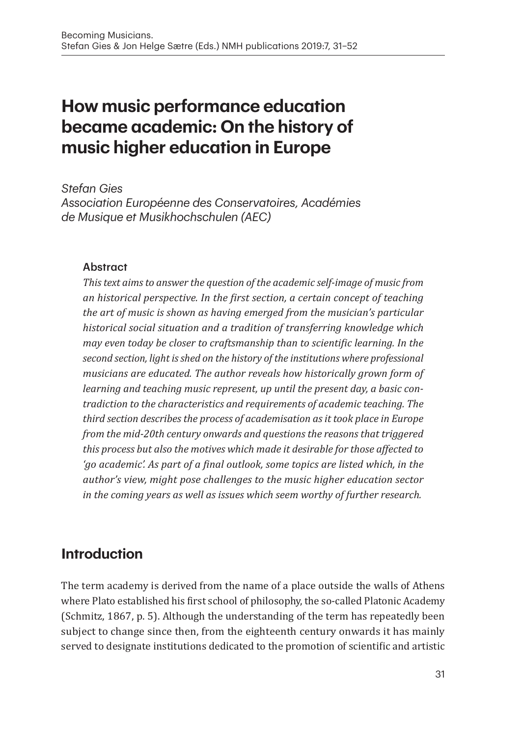# How music performance education became academic: On the history of music higher education in Europe

*Stefan Gies*
*Association Européenne des Conservatoires, Académies de Musique et Musikhochschulen (AEC)*

### Abstract

*This text aims to answer the question of the academic self-image of music from an historical perspective. In the first section, a certain concept of teaching the art of music is shown as having emerged from the musician's particular historical social situation and a tradition of transferring knowledge which may even today be closer to craftsmanship than to scientific learning. In the second section, light is shed on the history of the institutions where professional musicians are educated. The author reveals how historically grown form of learning and teaching music represent, up until the present day, a basic contradiction to the characteristics and requirements of academic teaching. The third section describes the process of academisation as it took place in Europe from the mid-20th century onwards and questions the reasons that triggered this process but also the motives which made it desirable for those affected to 'go academic'. As part of a final outlook, some topics are listed which, in the author's view, might pose challenges to the music higher education sector in the coming years as well as issues which seem worthy of further research.*

## Introduction

The term academy is derived from the name of a place outside the walls of Athens where Plato established his first school of philosophy, the so-called Platonic Academy (Schmitz, 1867, p. 5). Although the understanding of the term has repeatedly been subject to change since then, from the eighteenth century onwards it has mainly served to designate institutions dedicated to the promotion of scientific and artistic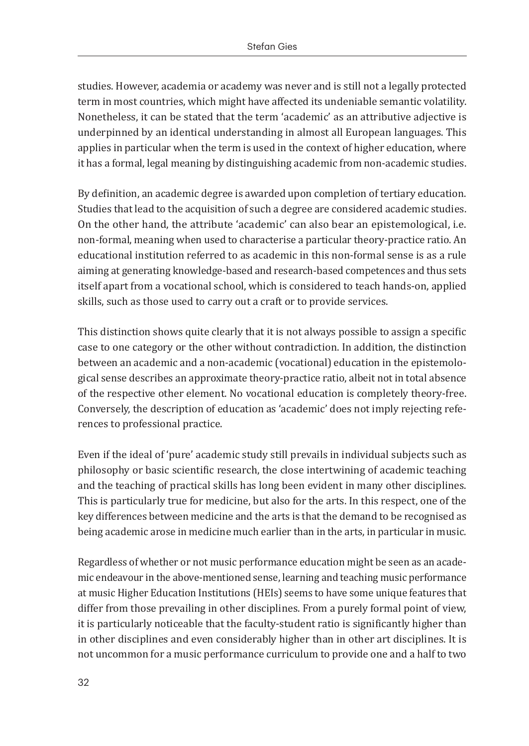studies. However, academia or academy was never and is still not a legally protected term in most countries, which might have affected its undeniable semantic volatility. Nonetheless, it can be stated that the term 'academic' as an attributive adjective is underpinned by an identical understanding in almost all European languages. This applies in particular when the term is used in the context of higher education, where it has a formal, legal meaning by distinguishing academic from non-academic studies.

By definition, an academic degree is awarded upon completion of tertiary education. Studies that lead to the acquisition of such a degree are considered academic studies. On the other hand, the attribute 'academic' can also bear an epistemological, i.e. non-formal, meaning when used to characterise a particular theory-practice ratio. An educational institution referred to as academic in this non-formal sense is as a rule aiming at generating knowledge-based and research-based competences and thus sets itself apart from a vocational school, which is considered to teach hands-on, applied skills, such as those used to carry out a craft or to provide services.

This distinction shows quite clearly that it is not always possible to assign a specific case to one category or the other without contradiction. In addition, the distinction between an academic and a non-academic (vocational) education in the epistemological sense describes an approximate theory-practice ratio, albeit not in total absence of the respective other element. No vocational education is completely theory-free. Conversely, the description of education as 'academic' does not imply rejecting references to professional practice.

Even if the ideal of 'pure' academic study still prevails in individual subjects such as philosophy or basic scientific research, the close intertwining of academic teaching and the teaching of practical skills has long been evident in many other disciplines. This is particularly true for medicine, but also for the arts. In this respect, one of the key differences between medicine and the arts is that the demand to be recognised as being academic arose in medicine much earlier than in the arts, in particular in music.

Regardless of whether or not music performance education might be seen as an academic endeavour in the above-mentioned sense, learning and teaching music performance at music Higher Education Institutions (HEIs) seems to have some unique features that differ from those prevailing in other disciplines. From a purely formal point of view, it is particularly noticeable that the faculty-student ratio is significantly higher than in other disciplines and even considerably higher than in other art disciplines. It is not uncommon for a music performance curriculum to provide one and a half to two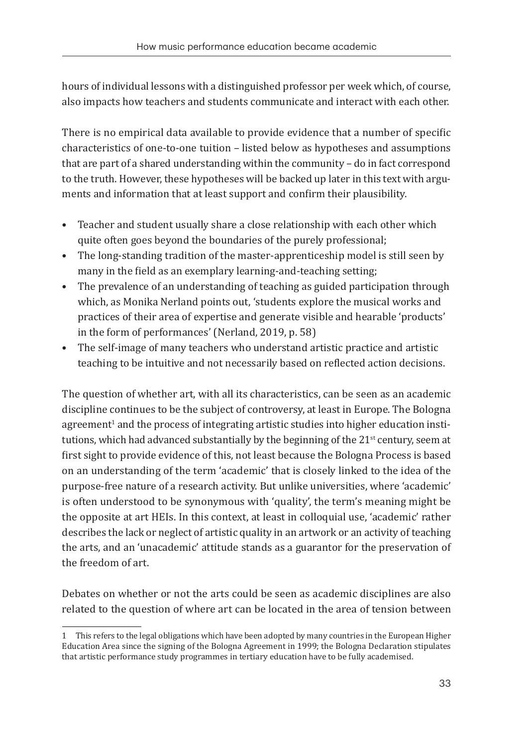hours of individual lessons with a distinguished professor per week which, of course, also impacts how teachers and students communicate and interact with each other.

There is no empirical data available to provide evidence that a number of specific characteristics of one-to-one tuition – listed below as hypotheses and assumptions that are part of a shared understanding within the community – do in fact correspond to the truth. However, these hypotheses will be backed up later in this text with arguments and information that at least support and confirm their plausibility.

- Teacher and student usually share a close relationship with each other which quite often goes beyond the boundaries of the purely professional;
- The long-standing tradition of the master-apprenticeship model is still seen by many in the field as an exemplary learning-and-teaching setting;
- The prevalence of an understanding of teaching as guided participation through which, as Monika Nerland points out, 'students explore the musical works and practices of their area of expertise and generate visible and hearable 'products' in the form of performances' (Nerland, 2019, p. 58)
- The self-image of many teachers who understand artistic practice and artistic teaching to be intuitive and not necessarily based on reflected action decisions.

The question of whether art, with all its characteristics, can be seen as an academic discipline continues to be the subject of controversy, at least in Europe. The Bologna agreement[1] and the process of integrating artistic studies into higher education institutions, which had advanced substantially by the beginning of the 21st century, seem at first sight to provide evidence of this, not least because the Bologna Process is based on an understanding of the term 'academic' that is closely linked to the idea of the purpose-free nature of a research activity. But unlike universities, where 'academic' is often understood to be synonymous with 'quality', the term's meaning might be the opposite at art HEIs. In this context, at least in colloquial use, 'academic' rather describes the lack or neglect of artistic quality in an artwork or an activity of teaching the arts, and an 'unacademic' attitude stands as a guarantor for the preservation of the freedom of art.

Debates on whether or not the arts could be seen as academic disciplines are also related to the question of where art can be located in the area of tension between

---

1 This refers to the legal obligations which have been adopted by many countries in the European Higher Education Area since the signing of the Bologna Agreement in 1999; the Bologna Declaration stipulates that artistic performance study programmes in tertiary education have to be fully academised.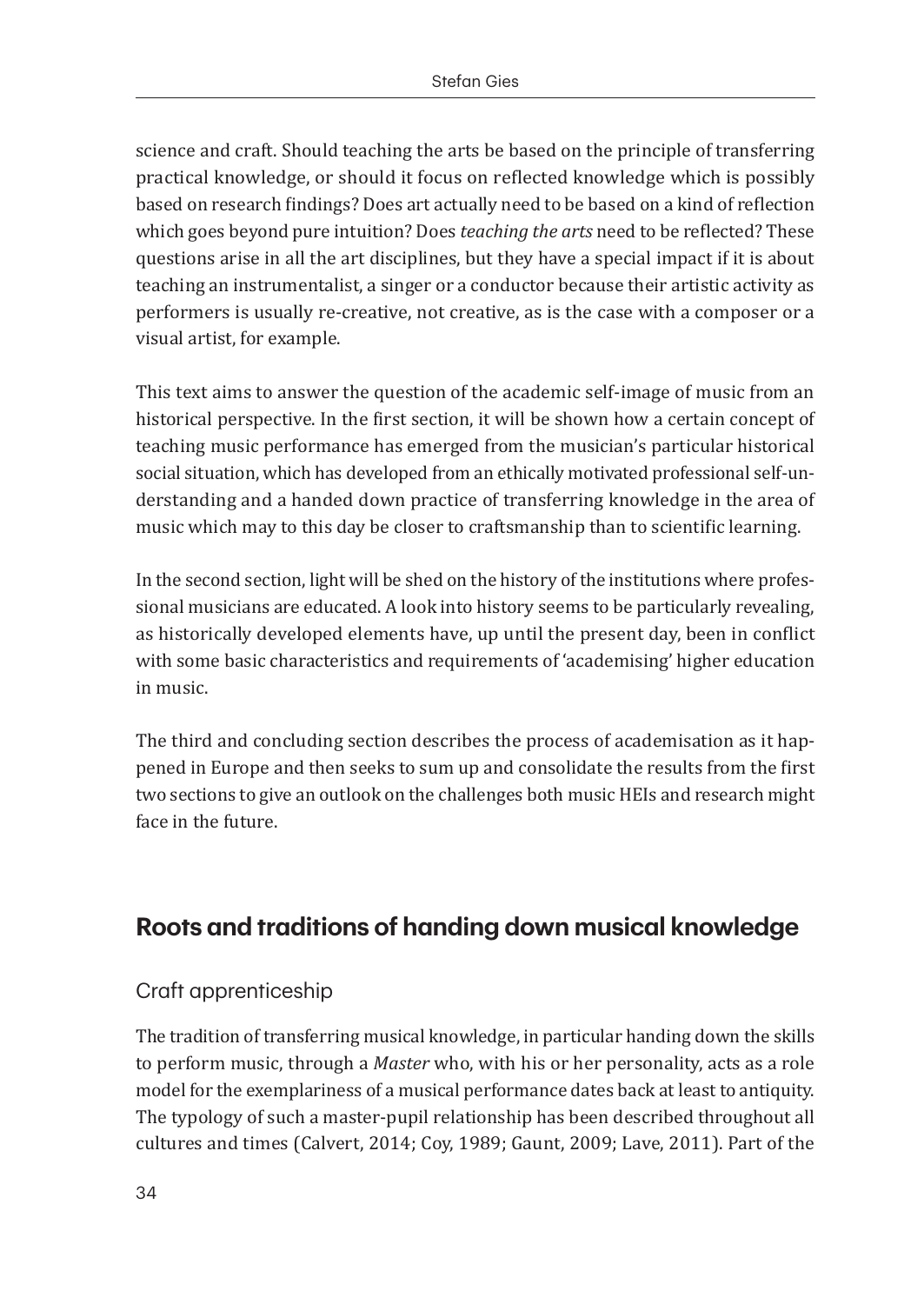science and craft. Should teaching the arts be based on the principle of transferring practical knowledge, or should it focus on reflected knowledge which is possibly based on research findings? Does art actually need to be based on a kind of reflection which goes beyond pure intuition? Does *teaching the arts* need to be reflected? These questions arise in all the art disciplines, but they have a special impact if it is about teaching an instrumentalist, a singer or a conductor because their artistic activity as performers is usually re-creative, not creative, as is the case with a composer or a visual artist, for example.

This text aims to answer the question of the academic self-image of music from an historical perspective. In the first section, it will be shown how a certain concept of teaching music performance has emerged from the musician's particular historical social situation, which has developed from an ethically motivated professional self-understanding and a handed down practice of transferring knowledge in the area of music which may to this day be closer to craftsmanship than to scientific learning.

In the second section, light will be shed on the history of the institutions where professional musicians are educated. A look into history seems to be particularly revealing, as historically developed elements have, up until the present day, been in conflict with some basic characteristics and requirements of 'academising' higher education in music.

The third and concluding section describes the process of academisation as it happened in Europe and then seeks to sum up and consolidate the results from the first two sections to give an outlook on the challenges both music HEIs and research might face in the future.

## Roots and traditions of handing down musical knowledge

### Craft apprenticeship

The tradition of transferring musical knowledge, in particular handing down the skills to perform music, through a *Master* who, with his or her personality, acts as a role model for the exemplariness of a musical performance dates back at least to antiquity. The typology of such a master-pupil relationship has been described throughout all cultures and times (Calvert, 2014; Coy, 1989; Gaunt, 2009; Lave, 2011). Part of the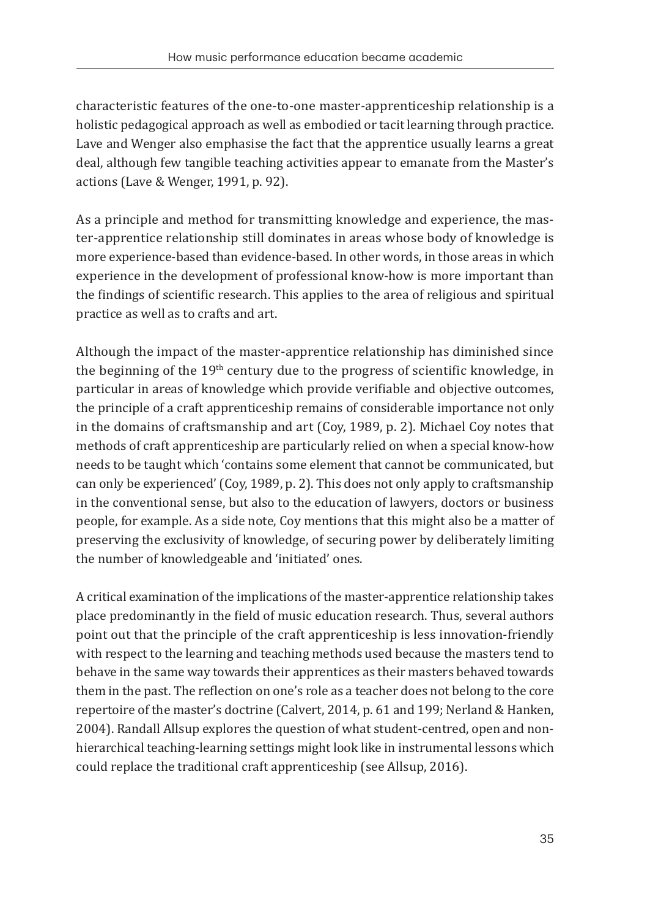characteristic features of the one-to-one master-apprenticeship relationship is a holistic pedagogical approach as well as embodied or tacit learning through practice. Lave and Wenger also emphasise the fact that the apprentice usually learns a great deal, although few tangible teaching activities appear to emanate from the Master's actions (Lave & Wenger, 1991, p. 92).

As a principle and method for transmitting knowledge and experience, the master-apprentice relationship still dominates in areas whose body of knowledge is more experience-based than evidence-based. In other words, in those areas in which experience in the development of professional know-how is more important than the findings of scientific research. This applies to the area of religious and spiritual practice as well as to crafts and art.

Although the impact of the master-apprentice relationship has diminished since the beginning of the 19th century due to the progress of scientific knowledge, in particular in areas of knowledge which provide verifiable and objective outcomes, the principle of a craft apprenticeship remains of considerable importance not only in the domains of craftsmanship and art (Coy, 1989, p. 2). Michael Coy notes that methods of craft apprenticeship are particularly relied on when a special know-how needs to be taught which 'contains some element that cannot be communicated, but can only be experienced' (Coy, 1989, p. 2). This does not only apply to craftsmanship in the conventional sense, but also to the education of lawyers, doctors or business people, for example. As a side note, Coy mentions that this might also be a matter of preserving the exclusivity of knowledge, of securing power by deliberately limiting the number of knowledgeable and 'initiated' ones.

A critical examination of the implications of the master-apprentice relationship takes place predominantly in the field of music education research. Thus, several authors point out that the principle of the craft apprenticeship is less innovation-friendly with respect to the learning and teaching methods used because the masters tend to behave in the same way towards their apprentices as their masters behaved towards them in the past. The reflection on one's role as a teacher does not belong to the core repertoire of the master's doctrine (Calvert, 2014, p. 61 and 199; Nerland & Hanken, 2004). Randall Allsup explores the question of what student-centred, open and non-hierarchical teaching-learning settings might look like in instrumental lessons which could replace the traditional craft apprenticeship (see Allsup, 2016).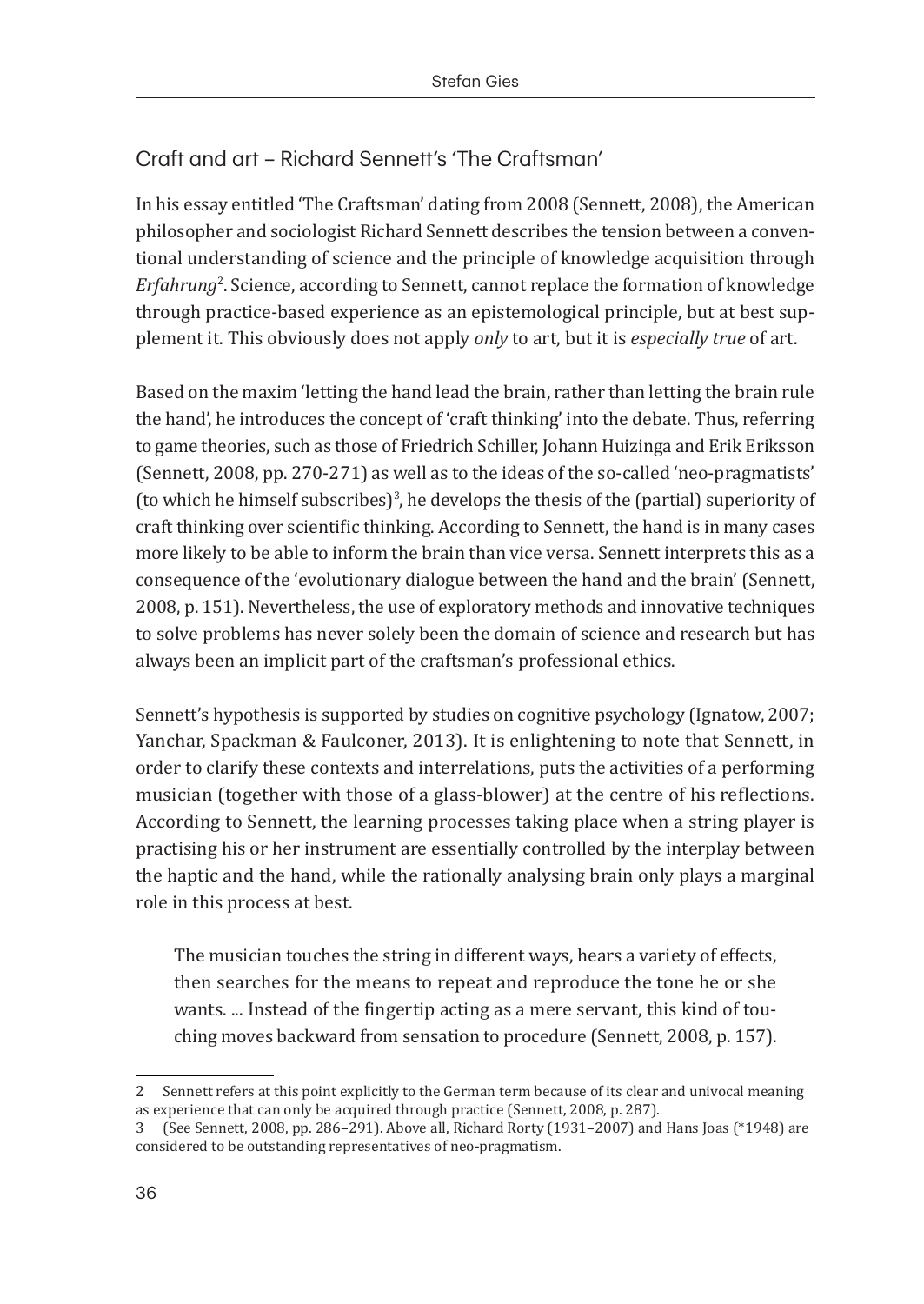## Craft and art – Richard Sennett's 'The Craftsman'

In his essay entitled 'The Craftsman' dating from 2008 (Sennett, 2008), the American philosopher and sociologist Richard Sennett describes the tension between a conventional understanding of science and the principle of knowledge acquisition through *Erfahrung*[2]. Science, according to Sennett, cannot replace the formation of knowledge through practice-based experience as an epistemological principle, but at best supplement it. This obviously does not apply *only* to art, but it is *especially true* of art.

Based on the maxim 'letting the hand lead the brain, rather than letting the brain rule the hand', he introduces the concept of 'craft thinking' into the debate. Thus, referring to game theories, such as those of Friedrich Schiller, Johann Huizinga and Erik Eriksson (Sennett, 2008, pp. 270-271) as well as to the ideas of the so-called 'neo-pragmatists' (to which he himself subscribes)[3], he develops the thesis of the (partial) superiority of craft thinking over scientific thinking. According to Sennett, the hand is in many cases more likely to be able to inform the brain than vice versa. Sennett interprets this as a consequence of the 'evolutionary dialogue between the hand and the brain' (Sennett, 2008, p. 151). Nevertheless, the use of exploratory methods and innovative techniques to solve problems has never solely been the domain of science and research but has always been an implicit part of the craftsman's professional ethics.

Sennett's hypothesis is supported by studies on cognitive psychology (Ignatow, 2007; Yanchar, Spackman & Faulconer, 2013). It is enlightening to note that Sennett, in order to clarify these contexts and interrelations, puts the activities of a performing musician (together with those of a glass-blower) at the centre of his reflections. According to Sennett, the learning processes taking place when a string player is practising his or her instrument are essentially controlled by the interplay between the haptic and the hand, while the rationally analysing brain only plays a marginal role in this process at best.

> The musician touches the string in different ways, hears a variety of effects, then searches for the means to repeat and reproduce the tone he or she wants. ... Instead of the fingertip acting as a mere servant, this kind of touching moves backward from sensation to procedure (Sennett, 2008, p. 157).

---

2 Sennett refers at this point explicitly to the German term because of its clear and univocal meaning as experience that can only be acquired through practice (Sennett, 2008, p. 287).

3 (See Sennett, 2008, pp. 286–291). Above all, Richard Rorty (1931–2007) and Hans Joas (*1948) are considered to be outstanding representatives of neo-pragmatism.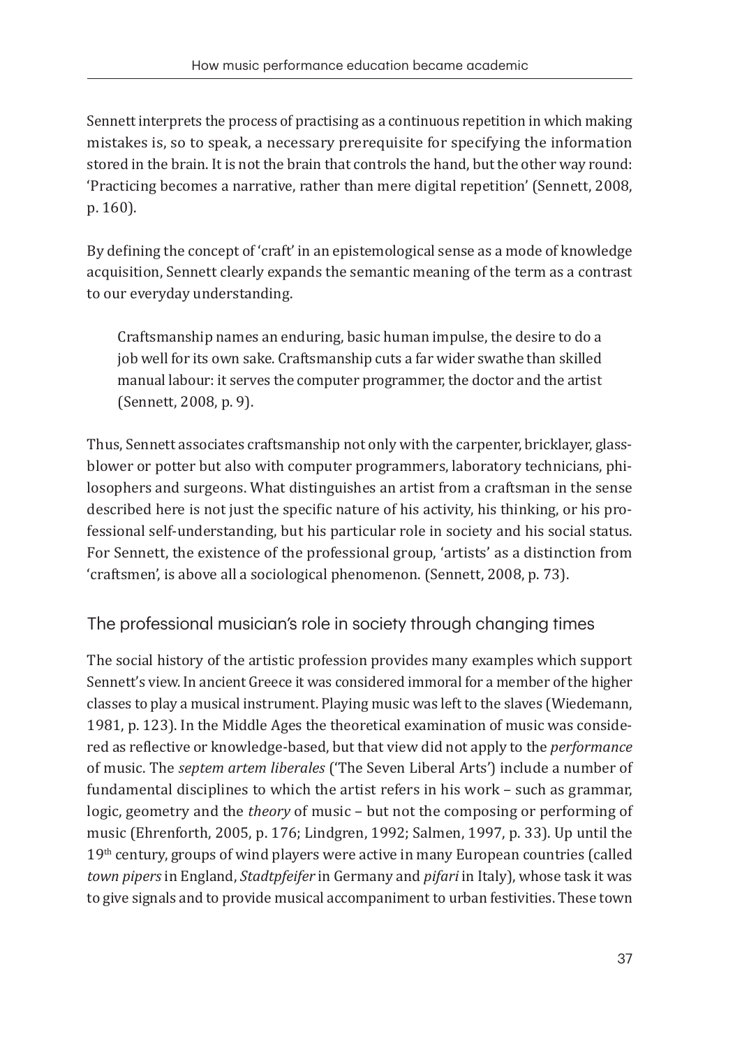Sennett interprets the process of practising as a continuous repetition in which making mistakes is, so to speak, a necessary prerequisite for specifying the information stored in the brain. It is not the brain that controls the hand, but the other way round: 'Practicing becomes a narrative, rather than mere digital repetition' (Sennett, 2008, p. 160).

By defining the concept of 'craft' in an epistemological sense as a mode of knowledge acquisition, Sennett clearly expands the semantic meaning of the term as a contrast to our everyday understanding.

> Craftsmanship names an enduring, basic human impulse, the desire to do a job well for its own sake. Craftsmanship cuts a far wider swathe than skilled manual labour: it serves the computer programmer, the doctor and the artist (Sennett, 2008, p. 9).

Thus, Sennett associates craftsmanship not only with the carpenter, bricklayer, glass-blower or potter but also with computer programmers, laboratory technicians, philosophers and surgeons. What distinguishes an artist from a craftsman in the sense described here is not just the specific nature of his activity, his thinking, or his professional self-understanding, but his particular role in society and his social status. For Sennett, the existence of the professional group, 'artists' as a distinction from 'craftsmen', is above all a sociological phenomenon. (Sennett, 2008, p. 73).

## The professional musician's role in society through changing times

The social history of the artistic profession provides many examples which support Sennett's view. In ancient Greece it was considered immoral for a member of the higher classes to play a musical instrument. Playing music was left to the slaves (Wiedemann, 1981, p. 123). In the Middle Ages the theoretical examination of music was considered as reflective or knowledge-based, but that view did not apply to the *performance* of music. The *septem artem liberales* ('The Seven Liberal Arts') include a number of fundamental disciplines to which the artist refers in his work – such as grammar, logic, geometry and the *theory* of music – but not the composing or performing of music (Ehrenforth, 2005, p. 176; Lindgren, 1992; Salmen, 1997, p. 33). Up until the 19th century, groups of wind players were active in many European countries (called *town pipers* in England, *Stadtpfeifer* in Germany and *pifari* in Italy), whose task it was to give signals and to provide musical accompaniment to urban festivities. These town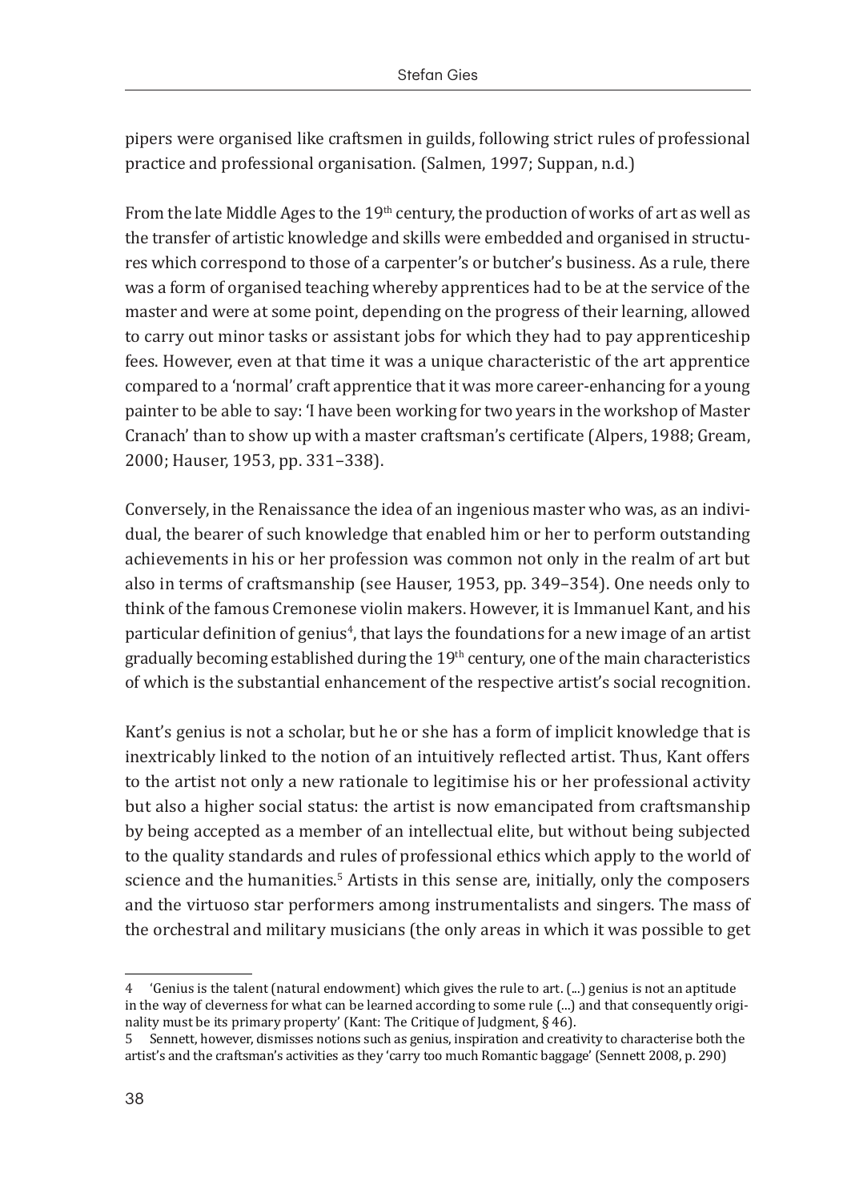pipers were organised like craftsmen in guilds, following strict rules of professional practice and professional organisation. (Salmen, 1997; Suppan, n.d.)

From the late Middle Ages to the 19th century, the production of works of art as well as the transfer of artistic knowledge and skills were embedded and organised in structures which correspond to those of a carpenter's or butcher's business. As a rule, there was a form of organised teaching whereby apprentices had to be at the service of the master and were at some point, depending on the progress of their learning, allowed to carry out minor tasks or assistant jobs for which they had to pay apprenticeship fees. However, even at that time it was a unique characteristic of the art apprentice compared to a 'normal' craft apprentice that it was more career-enhancing for a young painter to be able to say: 'I have been working for two years in the workshop of Master Cranach' than to show up with a master craftsman's certificate (Alpers, 1988; Gream, 2000; Hauser, 1953, pp. 331–338).

Conversely, in the Renaissance the idea of an ingenious master who was, as an individual, the bearer of such knowledge that enabled him or her to perform outstanding achievements in his or her profession was common not only in the realm of art but also in terms of craftsmanship (see Hauser, 1953, pp. 349–354). One needs only to think of the famous Cremonese violin makers. However, it is Immanuel Kant, and his particular definition of genius[4], that lays the foundations for a new image of an artist gradually becoming established during the 19th century, one of the main characteristics of which is the substantial enhancement of the respective artist's social recognition.

Kant's genius is not a scholar, but he or she has a form of implicit knowledge that is inextricably linked to the notion of an intuitively reflected artist. Thus, Kant offers to the artist not only a new rationale to legitimise his or her professional activity but also a higher social status: the artist is now emancipated from craftsmanship by being accepted as a member of an intellectual elite, but without being subjected to the quality standards and rules of professional ethics which apply to the world of science and the humanities.[5] Artists in this sense are, initially, only the composers and the virtuoso star performers among instrumentalists and singers. The mass of the orchestral and military musicians (the only areas in which it was possible to get

---

4 'Genius is the talent (natural endowment) which gives the rule to art. (...) genius is not an aptitude in the way of cleverness for what can be learned according to some rule (...) and that consequently originality must be its primary property' (Kant: The Critique of Judgment, § 46).

5 Sennett, however, dismisses notions such as genius, inspiration and creativity to characterise both the artist's and the craftsman's activities as they 'carry too much Romantic baggage' (Sennett 2008, p. 290)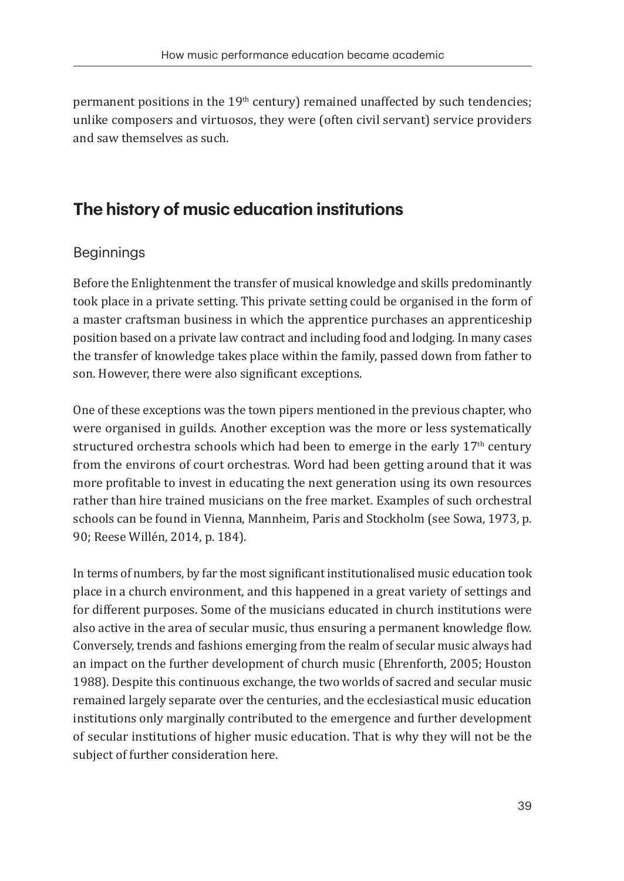permanent positions in the 19th century) remained unaffected by such tendencies; unlike composers and virtuosos, they were (often civil servant) service providers and saw themselves as such.

## The history of music education institutions

### Beginnings

Before the Enlightenment the transfer of musical knowledge and skills predominantly took place in a private setting. This private setting could be organised in the form of a master craftsman business in which the apprentice purchases an apprenticeship position based on a private law contract and including food and lodging. In many cases the transfer of knowledge takes place within the family, passed down from father to son. However, there were also significant exceptions.

One of these exceptions was the town pipers mentioned in the previous chapter, who were organised in guilds. Another exception was the more or less systematically structured orchestra schools which had been to emerge in the early 17th century from the environs of court orchestras. Word had been getting around that it was more profitable to invest in educating the next generation using its own resources rather than hire trained musicians on the free market. Examples of such orchestral schools can be found in Vienna, Mannheim, Paris and Stockholm (see Sowa, 1973, p. 90; Reese Willén, 2014, p. 184).

In terms of numbers, by far the most significant institutionalised music education took place in a church environment, and this happened in a great variety of settings and for different purposes. Some of the musicians educated in church institutions were also active in the area of secular music, thus ensuring a permanent knowledge flow. Conversely, trends and fashions emerging from the realm of secular music always had an impact on the further development of church music (Ehrenforth, 2005; Houston 1988). Despite this continuous exchange, the two worlds of sacred and secular music remained largely separate over the centuries, and the ecclesiastical music education institutions only marginally contributed to the emergence and further development of secular institutions of higher music education. That is why they will not be the subject of further consideration here.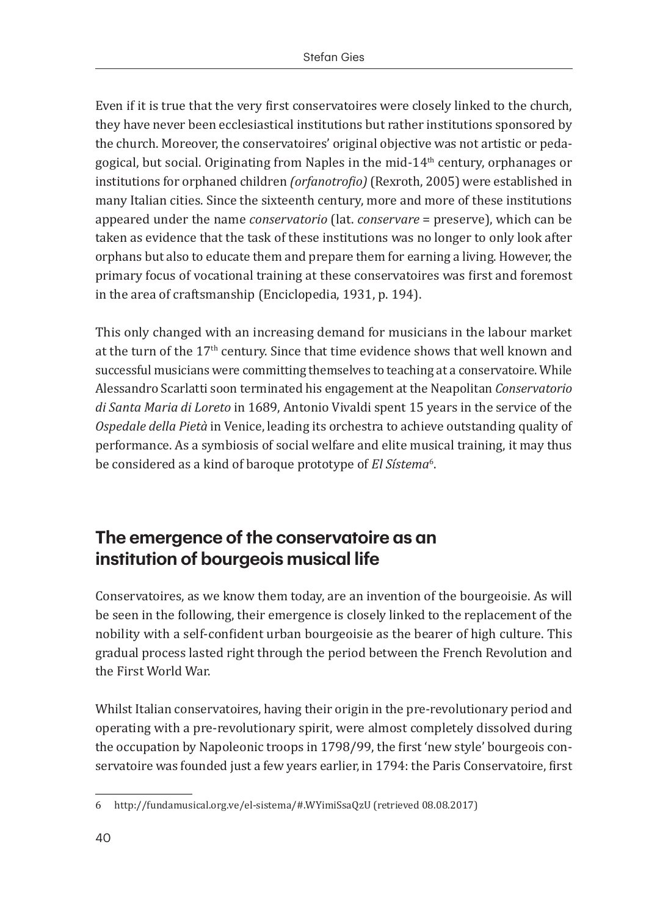Even if it is true that the very first conservatoires were closely linked to the church, they have never been ecclesiastical institutions but rather institutions sponsored by the church. Moreover, the conservatoires' original objective was not artistic or pedagogical, but social. Originating from Naples in the mid-14th century, orphanages or institutions for orphaned children *(orfanotrofio)* (Rexroth, 2005) were established in many Italian cities. Since the sixteenth century, more and more of these institutions appeared under the name *conservatorio* (lat. *conservare* = preserve), which can be taken as evidence that the task of these institutions was no longer to only look after orphans but also to educate them and prepare them for earning a living. However, the primary focus of vocational training at these conservatoires was first and foremost in the area of craftsmanship (Enciclopedia, 1931, p. 194).

This only changed with an increasing demand for musicians in the labour market at the turn of the 17th century. Since that time evidence shows that well known and successful musicians were committing themselves to teaching at a conservatoire. While Alessandro Scarlatti soon terminated his engagement at the Neapolitan *Conservatorio di Santa Maria di Loreto* in 1689, Antonio Vivaldi spent 15 years in the service of the *Ospedale della Pietà* in Venice, leading its orchestra to achieve outstanding quality of performance. As a symbiosis of social welfare and elite musical training, it may thus be considered as a kind of baroque prototype of *El Sístema*[6].

## The emergence of the conservatoire as an institution of bourgeois musical life

Conservatoires, as we know them today, are an invention of the bourgeoisie. As will be seen in the following, their emergence is closely linked to the replacement of the nobility with a self-confident urban bourgeoisie as the bearer of high culture. This gradual process lasted right through the period between the French Revolution and the First World War.

Whilst Italian conservatoires, having their origin in the pre-revolutionary period and operating with a pre-revolutionary spirit, were almost completely dissolved during the occupation by Napoleonic troops in 1798/99, the first 'new style' bourgeois conservatoire was founded just a few years earlier, in 1794: the Paris Conservatoire, first

6 http://fundamusical.org.ve/el-sistema/#.WYimiSsaQzU (retrieved 08.08.2017)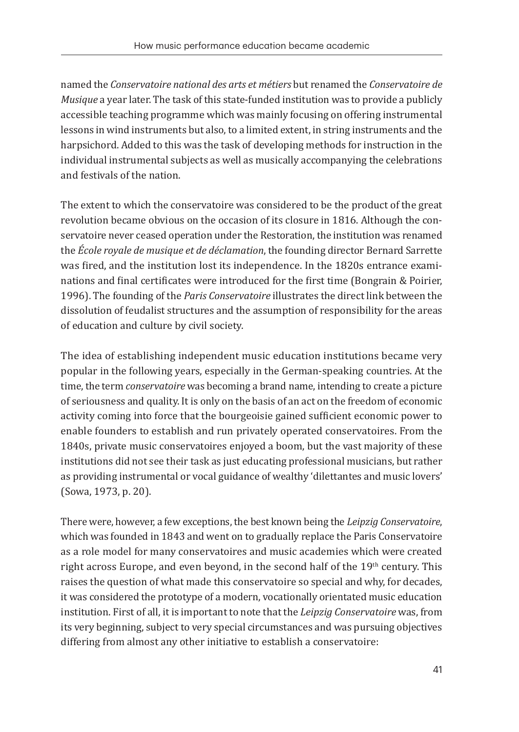named the *Conservatoire national des arts et métiers* but renamed the *Conservatoire de Musique* a year later. The task of this state-funded institution was to provide a publicly accessible teaching programme which was mainly focusing on offering instrumental lessons in wind instruments but also, to a limited extent, in string instruments and the harpsichord. Added to this was the task of developing methods for instruction in the individual instrumental subjects as well as musically accompanying the celebrations and festivals of the nation.

The extent to which the conservatoire was considered to be the product of the great revolution became obvious on the occasion of its closure in 1816. Although the conservatoire never ceased operation under the Restoration, the institution was renamed the *École royale de musique et de déclamation*, the founding director Bernard Sarrette was fired, and the institution lost its independence. In the 1820s entrance examinations and final certificates were introduced for the first time (Bongrain & Poirier, 1996). The founding of the *Paris Conservatoire* illustrates the direct link between the dissolution of feudalist structures and the assumption of responsibility for the areas of education and culture by civil society.

The idea of establishing independent music education institutions became very popular in the following years, especially in the German-speaking countries. At the time, the term *conservatoire* was becoming a brand name, intending to create a picture of seriousness and quality. It is only on the basis of an act on the freedom of economic activity coming into force that the bourgeoisie gained sufficient economic power to enable founders to establish and run privately operated conservatoires. From the 1840s, private music conservatoires enjoyed a boom, but the vast majority of these institutions did not see their task as just educating professional musicians, but rather as providing instrumental or vocal guidance of wealthy 'dilettantes and music lovers' (Sowa, 1973, p. 20).

There were, however, a few exceptions, the best known being the *Leipzig Conservatoire*, which was founded in 1843 and went on to gradually replace the Paris Conservatoire as a role model for many conservatoires and music academies which were created right across Europe, and even beyond, in the second half of the 19th century. This raises the question of what made this conservatoire so special and why, for decades, it was considered the prototype of a modern, vocationally orientated music education institution. First of all, it is important to note that the *Leipzig Conservatoire* was, from its very beginning, subject to very special circumstances and was pursuing objectives differing from almost any other initiative to establish a conservatoire: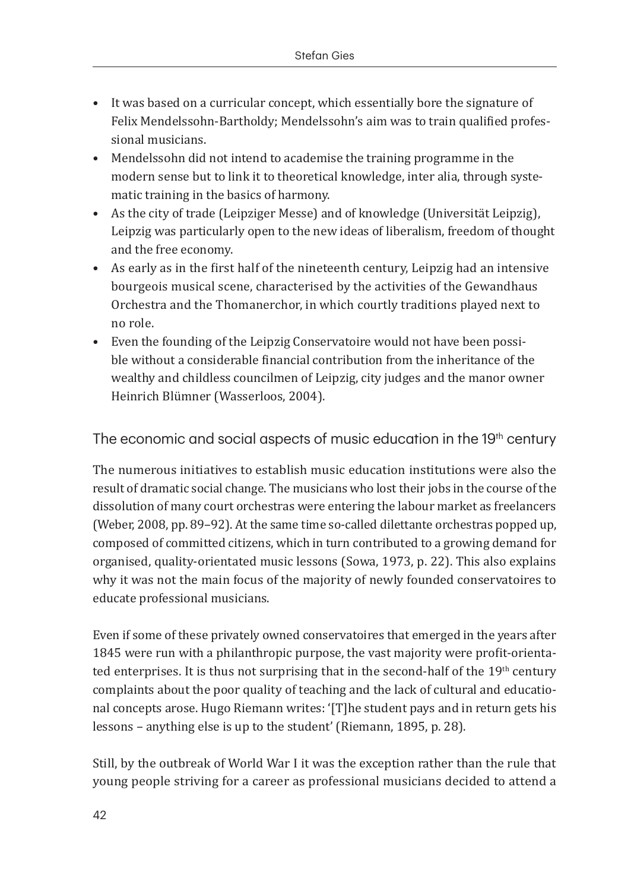- It was based on a curricular concept, which essentially bore the signature of Felix Mendelssohn-Bartholdy; Mendelssohn's aim was to train qualified professional musicians.
- Mendelssohn did not intend to academise the training programme in the modern sense but to link it to theoretical knowledge, inter alia, through systematic training in the basics of harmony.
- As the city of trade (Leipziger Messe) and of knowledge (Universität Leipzig), Leipzig was particularly open to the new ideas of liberalism, freedom of thought and the free economy.
- As early as in the first half of the nineteenth century, Leipzig had an intensive bourgeois musical scene, characterised by the activities of the Gewandhaus Orchestra and the Thomanerchor, in which courtly traditions played next to no role.
- Even the founding of the Leipzig Conservatoire would not have been possible without a considerable financial contribution from the inheritance of the wealthy and childless councilmen of Leipzig, city judges and the manor owner Heinrich Blümner (Wasserloos, 2004).

## The economic and social aspects of music education in the 19th century

The numerous initiatives to establish music education institutions were also the result of dramatic social change. The musicians who lost their jobs in the course of the dissolution of many court orchestras were entering the labour market as freelancers (Weber, 2008, pp. 89–92). At the same time so-called dilettante orchestras popped up, composed of committed citizens, which in turn contributed to a growing demand for organised, quality-orientated music lessons (Sowa, 1973, p. 22). This also explains why it was not the main focus of the majority of newly founded conservatoires to educate professional musicians.

Even if some of these privately owned conservatoires that emerged in the years after 1845 were run with a philanthropic purpose, the vast majority were profit-orientated enterprises. It is thus not surprising that in the second-half of the 19th century complaints about the poor quality of teaching and the lack of cultural and educational concepts arose. Hugo Riemann writes: '[T]he student pays and in return gets his lessons – anything else is up to the student' (Riemann, 1895, p. 28).

Still, by the outbreak of World War I it was the exception rather than the rule that young people striving for a career as professional musicians decided to attend a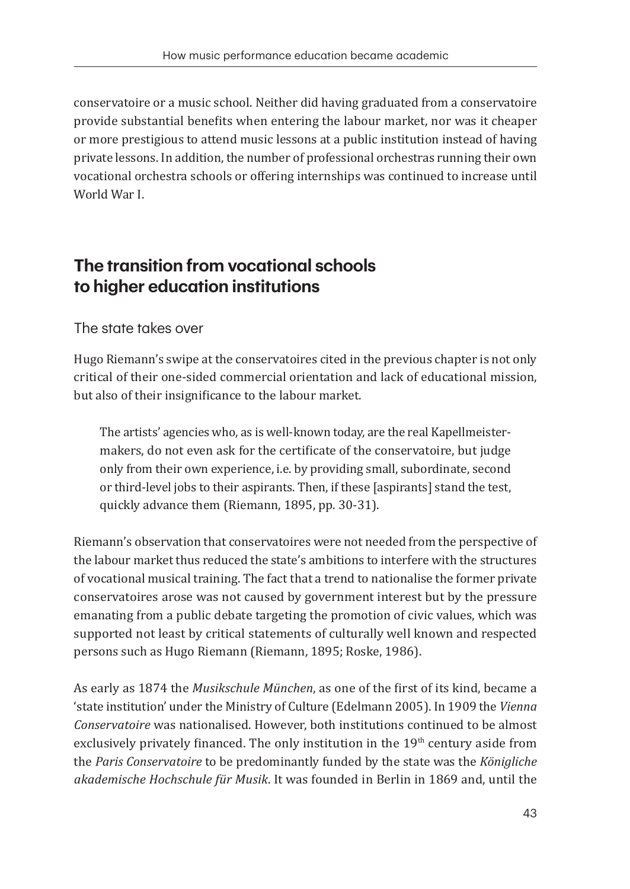conservatoire or a music school. Neither did having graduated from a conservatoire provide substantial benefits when entering the labour market, nor was it cheaper or more prestigious to attend music lessons at a public institution instead of having private lessons. In addition, the number of professional orchestras running their own vocational orchestra schools or offering internships was continued to increase until World War I.

## The transition from vocational schools to higher education institutions

### The state takes over

Hugo Riemann's swipe at the conservatoires cited in the previous chapter is not only critical of their one-sided commercial orientation and lack of educational mission, but also of their insignificance to the labour market.

> The artists' agencies who, as is well-known today, are the real Kapellmeister-makers, do not even ask for the certificate of the conservatoire, but judge only from their own experience, i.e. by providing small, subordinate, second or third-level jobs to their aspirants. Then, if these [aspirants] stand the test, quickly advance them (Riemann, 1895, pp. 30-31).

Riemann's observation that conservatoires were not needed from the perspective of the labour market thus reduced the state's ambitions to interfere with the structures of vocational musical training. The fact that a trend to nationalise the former private conservatoires arose was not caused by government interest but by the pressure emanating from a public debate targeting the promotion of civic values, which was supported not least by critical statements of culturally well known and respected persons such as Hugo Riemann (Riemann, 1895; Roske, 1986).

As early as 1874 the *Musikschule München*, as one of the first of its kind, became a 'state institution' under the Ministry of Culture (Edelmann 2005). In 1909 the *Vienna Conservatoire* was nationalised. However, both institutions continued to be almost exclusively privately financed. The only institution in the 19th century aside from the *Paris Conservatoire* to be predominantly funded by the state was the *Königliche akademische Hochschule für Musik*. It was founded in Berlin in 1869 and, until the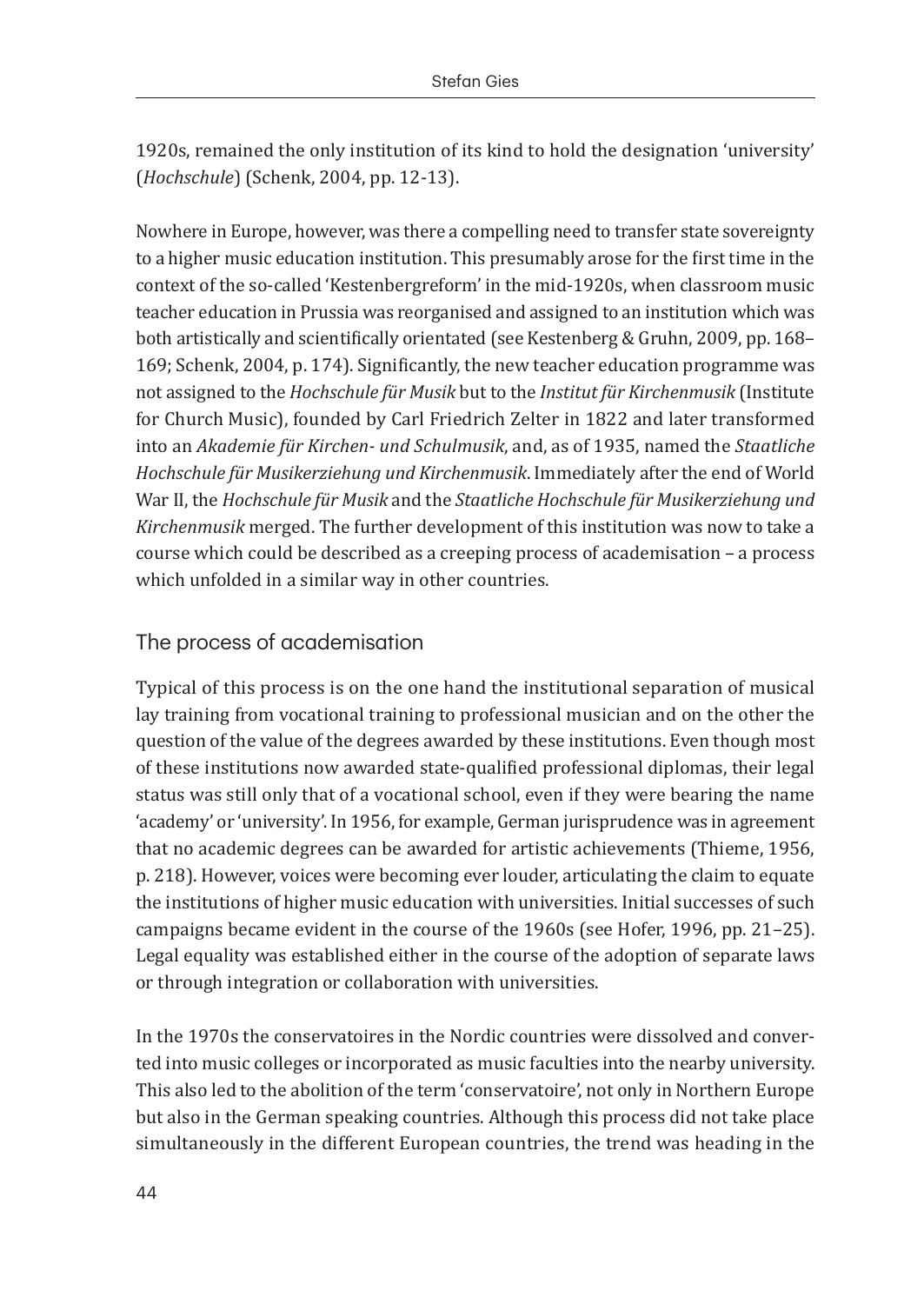1920s, remained the only institution of its kind to hold the designation 'university' (*Hochschule*) (Schenk, 2004, pp. 12-13).

Nowhere in Europe, however, was there a compelling need to transfer state sovereignty to a higher music education institution. This presumably arose for the first time in the context of the so-called 'Kestenbergreform' in the mid-1920s, when classroom music teacher education in Prussia was reorganised and assigned to an institution which was both artistically and scientifically orientated (see Kestenberg & Gruhn, 2009, pp. 168–169; Schenk, 2004, p. 174). Significantly, the new teacher education programme was not assigned to the *Hochschule für Musik* but to the *Institut für Kirchenmusik* (Institute for Church Music), founded by Carl Friedrich Zelter in 1822 and later transformed into an *Akademie für Kirchen- und Schulmusik*, and, as of 1935, named the *Staatliche Hochschule für Musikerziehung und Kirchenmusik*. Immediately after the end of World War II, the *Hochschule für Musik* and the *Staatliche Hochschule für Musikerziehung und Kirchenmusik* merged. The further development of this institution was now to take a course which could be described as a creeping process of academisation – a process which unfolded in a similar way in other countries.

## The process of academisation

Typical of this process is on the one hand the institutional separation of musical lay training from vocational training to professional musician and on the other the question of the value of the degrees awarded by these institutions. Even though most of these institutions now awarded state-qualified professional diplomas, their legal status was still only that of a vocational school, even if they were bearing the name 'academy' or 'university'. In 1956, for example, German jurisprudence was in agreement that no academic degrees can be awarded for artistic achievements (Thieme, 1956, p. 218). However, voices were becoming ever louder, articulating the claim to equate the institutions of higher music education with universities. Initial successes of such campaigns became evident in the course of the 1960s (see Hofer, 1996, pp. 21–25). Legal equality was established either in the course of the adoption of separate laws or through integration or collaboration with universities.

In the 1970s the conservatoires in the Nordic countries were dissolved and converted into music colleges or incorporated as music faculties into the nearby university. This also led to the abolition of the term 'conservatoire', not only in Northern Europe but also in the German speaking countries. Although this process did not take place simultaneously in the different European countries, the trend was heading in the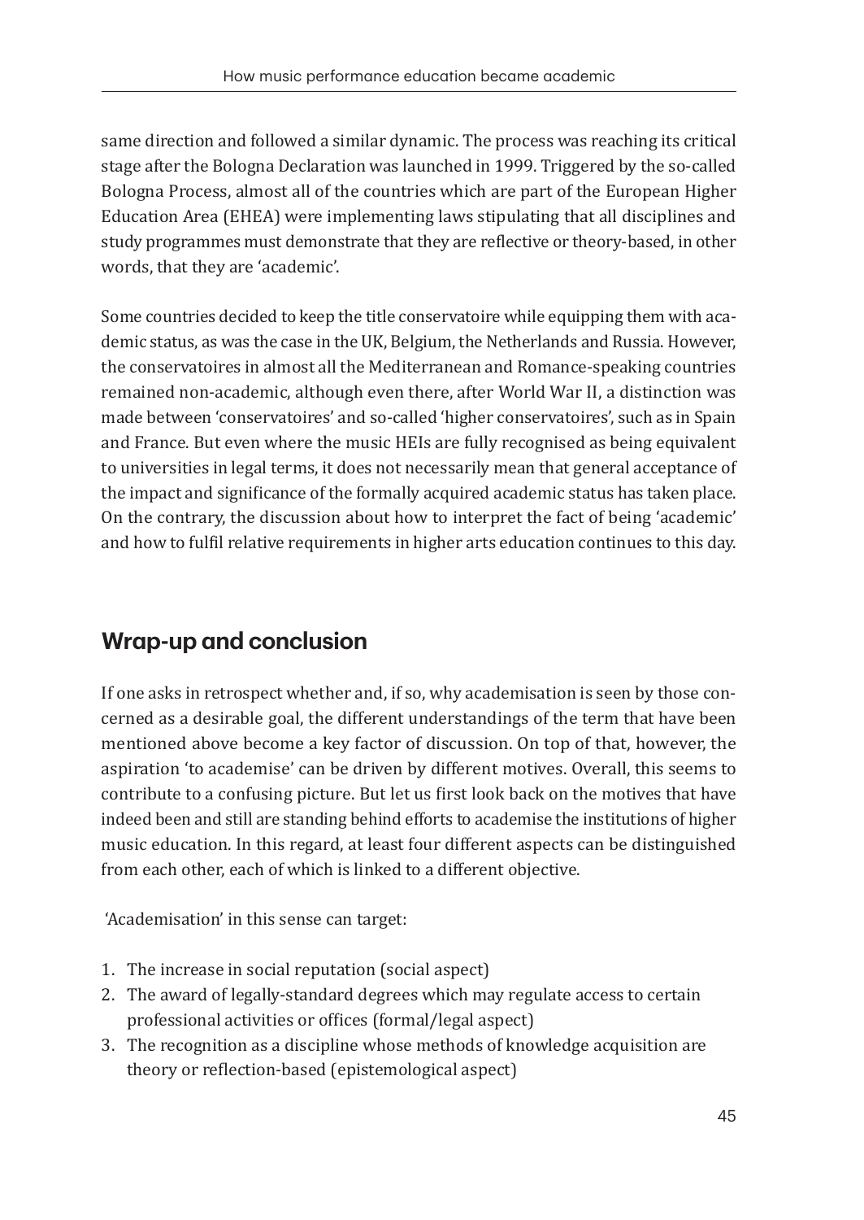same direction and followed a similar dynamic. The process was reaching its critical stage after the Bologna Declaration was launched in 1999. Triggered by the so-called Bologna Process, almost all of the countries which are part of the European Higher Education Area (EHEA) were implementing laws stipulating that all disciplines and study programmes must demonstrate that they are reflective or theory-based, in other words, that they are 'academic'.

Some countries decided to keep the title conservatoire while equipping them with academic status, as was the case in the UK, Belgium, the Netherlands and Russia. However, the conservatoires in almost all the Mediterranean and Romance-speaking countries remained non-academic, although even there, after World War II, a distinction was made between 'conservatoires' and so-called 'higher conservatoires', such as in Spain and France. But even where the music HEIs are fully recognised as being equivalent to universities in legal terms, it does not necessarily mean that general acceptance of the impact and significance of the formally acquired academic status has taken place. On the contrary, the discussion about how to interpret the fact of being 'academic' and how to fulfil relative requirements in higher arts education continues to this day.

## Wrap-up and conclusion

If one asks in retrospect whether and, if so, why academisation is seen by those concerned as a desirable goal, the different understandings of the term that have been mentioned above become a key factor of discussion. On top of that, however, the aspiration 'to academise' can be driven by different motives. Overall, this seems to contribute to a confusing picture. But let us first look back on the motives that have indeed been and still are standing behind efforts to academise the institutions of higher music education. In this regard, at least four different aspects can be distinguished from each other, each of which is linked to a different objective.

'Academisation' in this sense can target:

1. The increase in social reputation (social aspect)
2. The award of legally-standard degrees which may regulate access to certain professional activities or offices (formal/legal aspect)
3. The recognition as a discipline whose methods of knowledge acquisition are theory or reflection-based (epistemological aspect)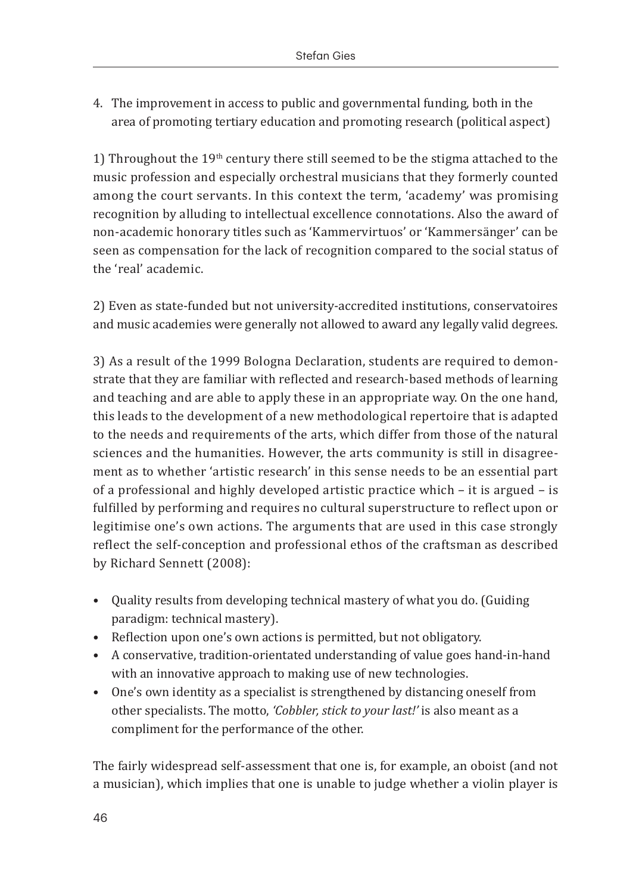4. The improvement in access to public and governmental funding, both in the area of promoting tertiary education and promoting research (political aspect)

1) Throughout the 19th century there still seemed to be the stigma attached to the music profession and especially orchestral musicians that they formerly counted among the court servants. In this context the term, 'academy' was promising recognition by alluding to intellectual excellence connotations. Also the award of non-academic honorary titles such as 'Kammervirtuos' or 'Kammersänger' can be seen as compensation for the lack of recognition compared to the social status of the 'real' academic.

2) Even as state-funded but not university-accredited institutions, conservatoires and music academies were generally not allowed to award any legally valid degrees.

3) As a result of the 1999 Bologna Declaration, students are required to demonstrate that they are familiar with reflected and research-based methods of learning and teaching and are able to apply these in an appropriate way. On the one hand, this leads to the development of a new methodological repertoire that is adapted to the needs and requirements of the arts, which differ from those of the natural sciences and the humanities. However, the arts community is still in disagreement as to whether 'artistic research' in this sense needs to be an essential part of a professional and highly developed artistic practice which – it is argued – is fulfilled by performing and requires no cultural superstructure to reflect upon or legitimise one's own actions. The arguments that are used in this case strongly reflect the self-conception and professional ethos of the craftsman as described by Richard Sennett (2008):

- Quality results from developing technical mastery of what you do. (Guiding paradigm: technical mastery).
- Reflection upon one's own actions is permitted, but not obligatory.
- A conservative, tradition-orientated understanding of value goes hand-in-hand with an innovative approach to making use of new technologies.
- One's own identity as a specialist is strengthened by distancing oneself from other specialists. The motto, *'Cobbler, stick to your last!'* is also meant as a compliment for the performance of the other.

The fairly widespread self-assessment that one is, for example, an oboist (and not a musician), which implies that one is unable to judge whether a violin player is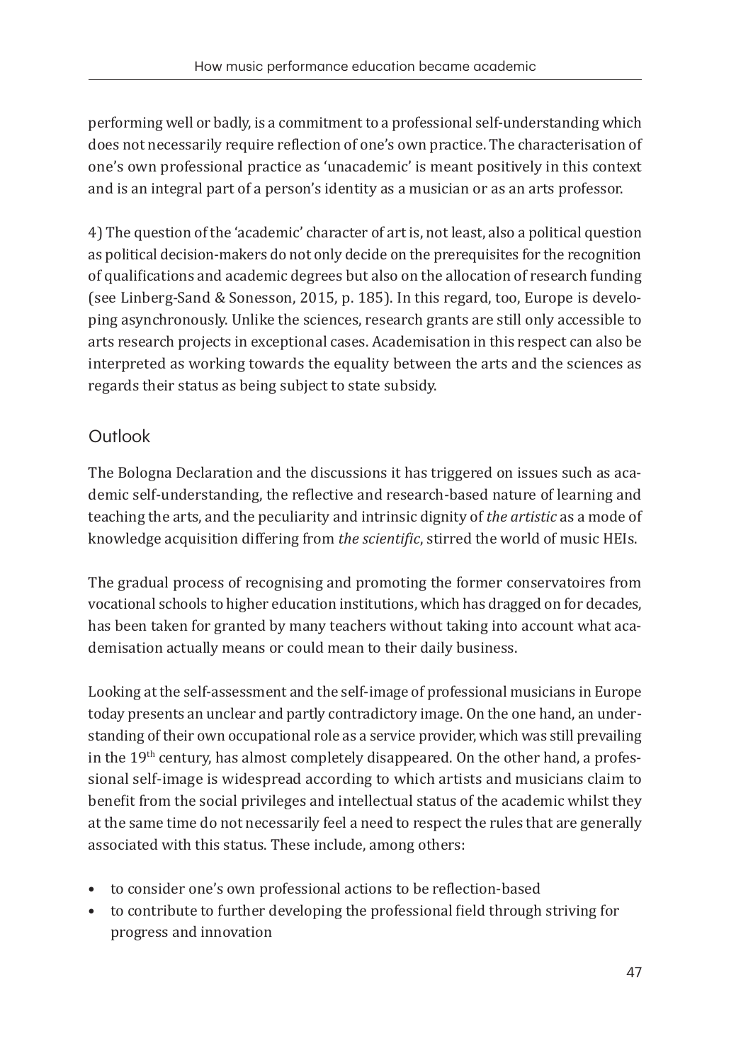performing well or badly, is a commitment to a professional self-understanding which does not necessarily require reflection of one's own practice. The characterisation of one's own professional practice as 'unacademic' is meant positively in this context and is an integral part of a person's identity as a musician or as an arts professor.

4) The question of the 'academic' character of art is, not least, also a political question as political decision-makers do not only decide on the prerequisites for the recognition of qualifications and academic degrees but also on the allocation of research funding (see Linberg-Sand & Sonesson, 2015, p. 185). In this regard, too, Europe is developing asynchronously. Unlike the sciences, research grants are still only accessible to arts research projects in exceptional cases. Academisation in this respect can also be interpreted as working towards the equality between the arts and the sciences as regards their status as being subject to state subsidy.

## Outlook

The Bologna Declaration and the discussions it has triggered on issues such as academic self-understanding, the reflective and research-based nature of learning and teaching the arts, and the peculiarity and intrinsic dignity of *the artistic* as a mode of knowledge acquisition differing from *the scientific*, stirred the world of music HEIs.

The gradual process of recognising and promoting the former conservatoires from vocational schools to higher education institutions, which has dragged on for decades, has been taken for granted by many teachers without taking into account what academisation actually means or could mean to their daily business.

Looking at the self-assessment and the self-image of professional musicians in Europe today presents an unclear and partly contradictory image. On the one hand, an understanding of their own occupational role as a service provider, which was still prevailing in the 19th century, has almost completely disappeared. On the other hand, a professional self-image is widespread according to which artists and musicians claim to benefit from the social privileges and intellectual status of the academic whilst they at the same time do not necessarily feel a need to respect the rules that are generally associated with this status. These include, among others:

- to consider one's own professional actions to be reflection-based
- to contribute to further developing the professional field through striving for progress and innovation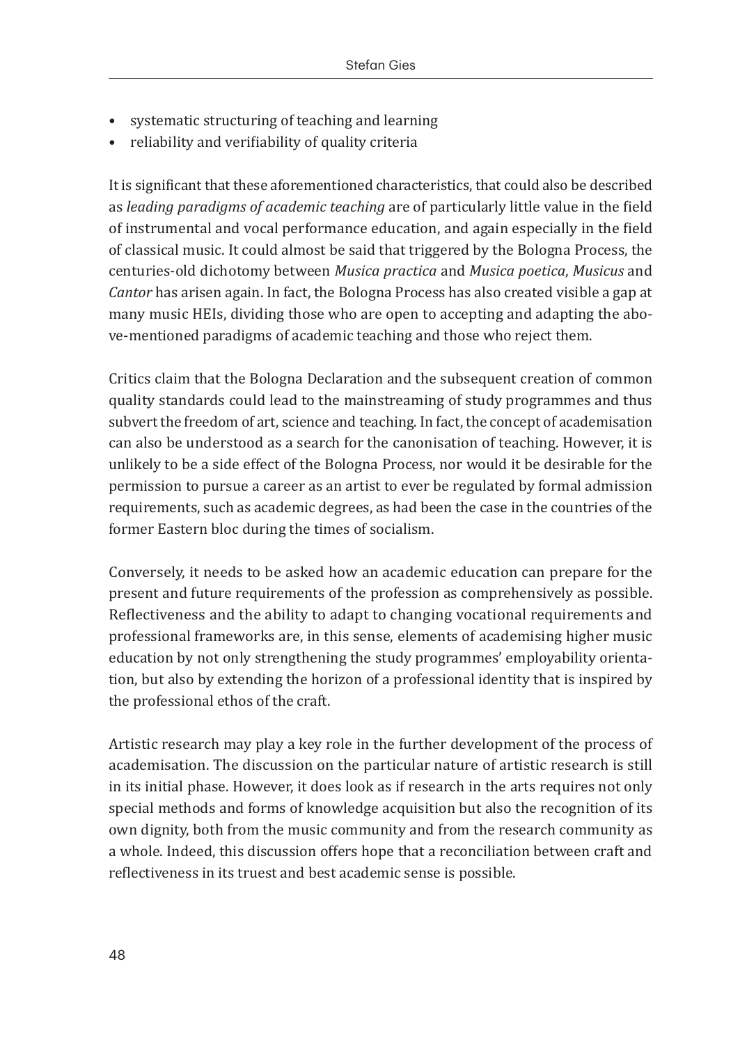- systematic structuring of teaching and learning
- reliability and verifiability of quality criteria

It is significant that these aforementioned characteristics, that could also be described as *leading paradigms of academic teaching* are of particularly little value in the field of instrumental and vocal performance education, and again especially in the field of classical music. It could almost be said that triggered by the Bologna Process, the centuries-old dichotomy between *Musica practica* and *Musica poetica*, *Musicus* and *Cantor* has arisen again. In fact, the Bologna Process has also created visible a gap at many music HEIs, dividing those who are open to accepting and adapting the above-mentioned paradigms of academic teaching and those who reject them.

Critics claim that the Bologna Declaration and the subsequent creation of common quality standards could lead to the mainstreaming of study programmes and thus subvert the freedom of art, science and teaching. In fact, the concept of academisation can also be understood as a search for the canonisation of teaching. However, it is unlikely to be a side effect of the Bologna Process, nor would it be desirable for the permission to pursue a career as an artist to ever be regulated by formal admission requirements, such as academic degrees, as had been the case in the countries of the former Eastern bloc during the times of socialism.

Conversely, it needs to be asked how an academic education can prepare for the present and future requirements of the profession as comprehensively as possible. Reflectiveness and the ability to adapt to changing vocational requirements and professional frameworks are, in this sense, elements of academising higher music education by not only strengthening the study programmes' employability orientation, but also by extending the horizon of a professional identity that is inspired by the professional ethos of the craft.

Artistic research may play a key role in the further development of the process of academisation. The discussion on the particular nature of artistic research is still in its initial phase. However, it does look as if research in the arts requires not only special methods and forms of knowledge acquisition but also the recognition of its own dignity, both from the music community and from the research community as a whole. Indeed, this discussion offers hope that a reconciliation between craft and reflectiveness in its truest and best academic sense is possible.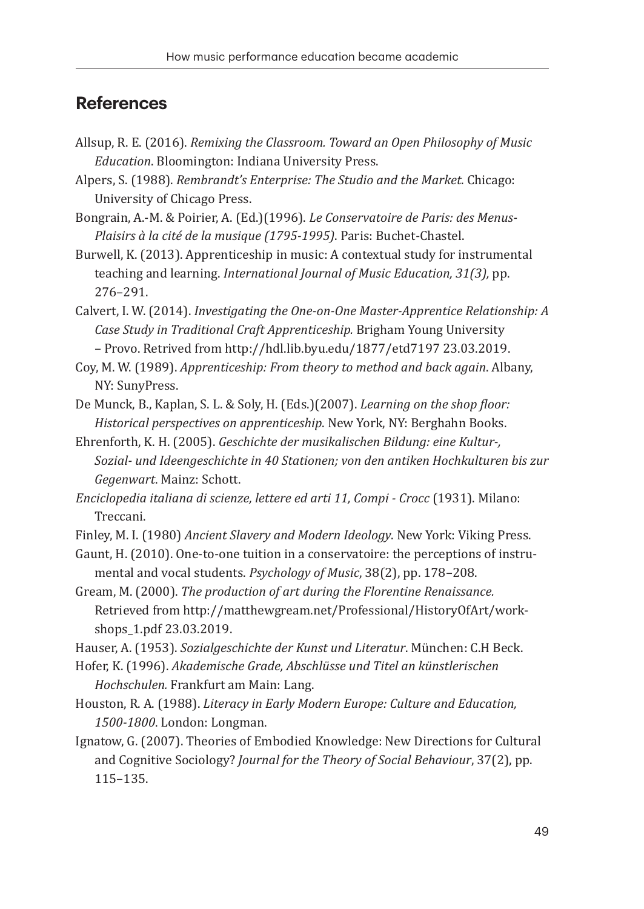## References

Allsup, R. E. (2016). *Remixing the Classroom. Toward an Open Philosophy of Music Education*. Bloomington: Indiana University Press.

Alpers, S. (1988). *Rembrandt's Enterprise: The Studio and the Market*. Chicago: University of Chicago Press.

Bongrain, A.-M. & Poirier, A. (Ed.)(1996). *Le Conservatoire de Paris: des Menus-Plaisirs à la cité de la musique (1795-1995)*. Paris: Buchet-Chastel.

Burwell, K. (2013). Apprenticeship in music: A contextual study for instrumental teaching and learning. *International Journal of Music Education, 31(3),* pp. 276–291.

Calvert, I. W. (2014). *Investigating the One-on-One Master-Apprentice Relationship: A Case Study in Traditional Craft Apprenticeship.* Brigham Young University – Provo. Retrived from http://hdl.lib.byu.edu/1877/etd7197 23.03.2019.

Coy, M. W. (1989). *Apprenticeship: From theory to method and back again*. Albany, NY: SunyPress.

De Munck, B., Kaplan, S. L. & Soly, H. (Eds.)(2007). *Learning on the shop floor: Historical perspectives on apprenticeship*. New York, NY: Berghahn Books.

Ehrenforth, K. H. (2005). *Geschichte der musikalischen Bildung: eine Kultur-, Sozial- und Ideengeschichte in 40 Stationen; von den antiken Hochkulturen bis zur Gegenwart*. Mainz: Schott.

*Enciclopedia italiana di scienze, lettere ed arti 11, Compi - Crocc* (1931). Milano: Treccani.

Finley, M. I. (1980) *Ancient Slavery and Modern Ideology*. New York: Viking Press.

Gaunt, H. (2010). One-to-one tuition in a conservatoire: the perceptions of instrumental and vocal students. *Psychology of Music*, 38(2), pp. 178–208.

Gream, M. (2000). *The production of art during the Florentine Renaissance.* Retrieved from http://matthewgream.net/Professional/HistoryOfArt/workshops_1.pdf 23.03.2019.

Hauser, A. (1953). *Sozialgeschichte der Kunst und Literatur*. München: C.H Beck.

Hofer, K. (1996). *Akademische Grade, Abschlüsse und Titel an künstlerischen Hochschulen.* Frankfurt am Main: Lang.

Houston, R. A. (1988). *Literacy in Early Modern Europe: Culture and Education, 1500-1800*. London: Longman.

Ignatow, G. (2007). Theories of Embodied Knowledge: New Directions for Cultural and Cognitive Sociology? *Journal for the Theory of Social Behaviour*, 37(2), pp. 115–135.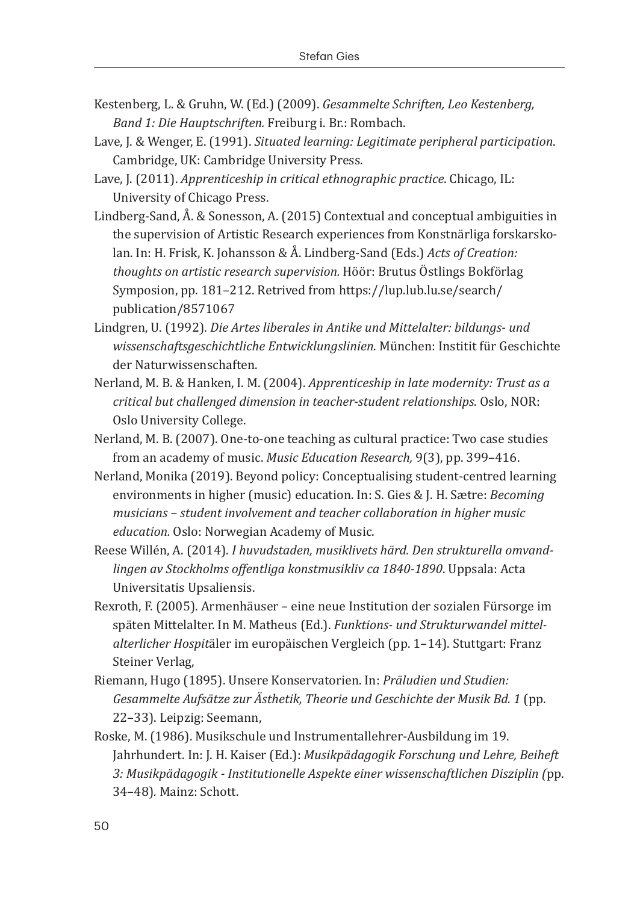Kestenberg, L. & Gruhn, W. (Ed.) (2009). *Gesammelte Schriften, Leo Kestenberg, Band 1: Die Hauptschriften.* Freiburg i. Br.: Rombach.

Lave, J. & Wenger, E. (1991). *Situated learning: Legitimate peripheral participation*. Cambridge, UK: Cambridge University Press.

Lave, J. (2011). *Apprenticeship in critical ethnographic practice*. Chicago, IL: University of Chicago Press.

Lindberg-Sand, Å. & Sonesson, A. (2015) Contextual and conceptual ambiguities in the supervision of Artistic Research experiences from Konstnärliga forskarskolan. In: H. Frisk, K. Johansson & Å. Lindberg-Sand (Eds.) *Acts of Creation: thoughts on artistic research supervision.* Höör: Brutus Östlings Bokförlag Symposion, pp. 181–212. Retrived from https://lup.lub.lu.se/search/publication/8571067

Lindgren, U. (1992). *Die Artes liberales in Antike und Mittelalter: bildungs- und wissenschaftsgeschichtliche Entwicklungslinien*. München: Institit für Geschichte der Naturwissenschaften.

Nerland, M. B. & Hanken, I. M. (2004). *Apprenticeship in late modernity: Trust as a critical but challenged dimension in teacher-student relationships*. Oslo, NOR: Oslo University College.

Nerland, M. B. (2007). One-to-one teaching as cultural practice: Two case studies from an academy of music. *Music Education Research,* 9(3), pp. 399–416.

Nerland, Monika (2019). Beyond policy: Conceptualising student-centred learning environments in higher (music) education. In: S. Gies & J. H. Sætre: *Becoming musicians – student involvement and teacher collaboration in higher music education.* Oslo: Norwegian Academy of Music.

Reese Willén, A. (2014). *I huvudstaden, musiklivets härd. Den strukturella omvandlingen av Stockholms offentliga konstmusikliv ca 1840-1890*. Uppsala: Acta Universitatis Upsaliensis.

Rexroth, F. (2005). Armenhäuser – eine neue Institution der sozialen Fürsorge im späten Mittelalter. In M. Matheus (Ed.). *Funktions- und Strukturwandel mittelalterlicher Hospit*äler im europäischen Vergleich (pp. 1–14). Stuttgart: Franz Steiner Verlag,

Riemann, Hugo (1895). Unsere Konservatorien. In: *Präludien und Studien: Gesammelte Aufsätze zur Ästhetik, Theorie und Geschichte der Musik Bd. 1* (pp. 22–33). Leipzig: Seemann,

Roske, M. (1986). Musikschule und Instrumentallehrer-Ausbildung im 19. Jahrhundert. In: J. H. Kaiser (Ed.): *Musikpädagogik Forschung und Lehre, Beiheft 3: Musikpädagogik - Institutionelle Aspekte einer wissenschaftlichen Disziplin (*pp. 34–48). Mainz: Schott.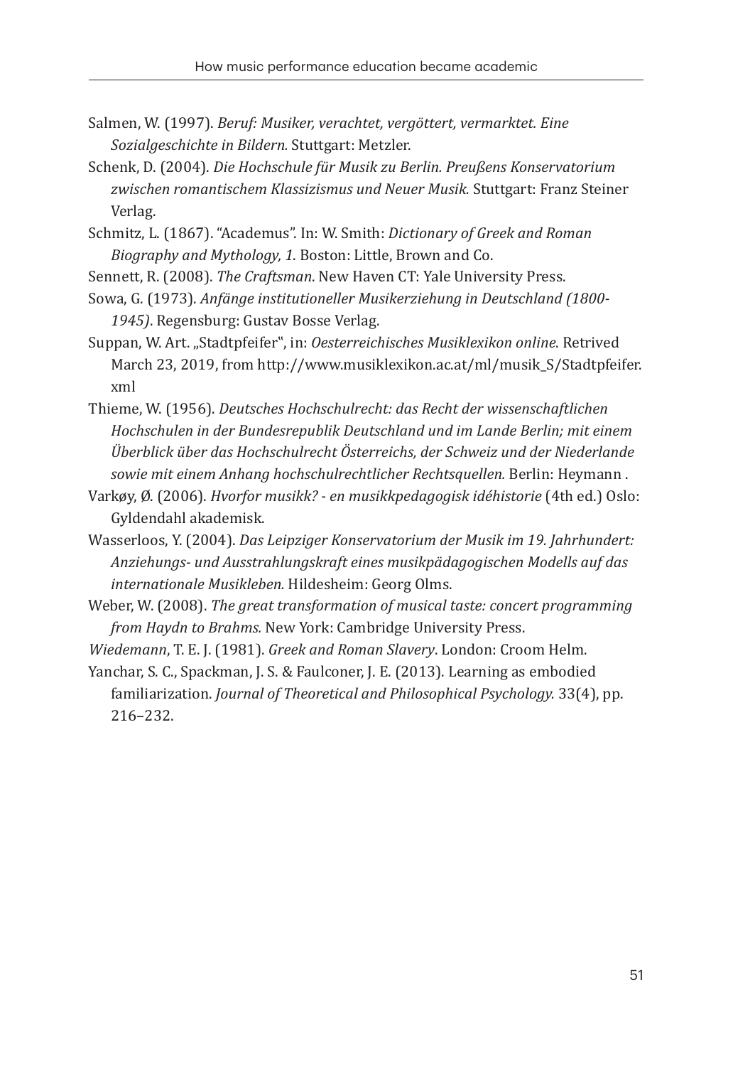Salmen, W. (1997). *Beruf: Musiker, verachtet, vergöttert, vermarktet. Eine Sozialgeschichte in Bildern.* Stuttgart: Metzler.

Schenk, D. (2004). *Die Hochschule für Musik zu Berlin. Preußens Konservatorium zwischen romantischem Klassizismus und Neuer Musik.* Stuttgart: Franz Steiner Verlag.

Schmitz, L. (1867). "Academus". In: W. Smith: *Dictionary of Greek and Roman Biography and Mythology, 1*. Boston: Little, Brown and Co.

Sennett, R. (2008). *The Craftsman*. New Haven CT: Yale University Press.

Sowa, G. (1973). *Anfänge institutioneller Musikerziehung in Deutschland (1800-1945)*. Regensburg: Gustav Bosse Verlag.

Suppan, W. Art. „Stadtpfeifer", in: *Oesterreichisches Musiklexikon online*. Retrived March 23, 2019, from http://www.musiklexikon.ac.at/ml/musik_S/Stadtpfeifer.xml

Thieme, W. (1956). *Deutsches Hochschulrecht: das Recht der wissenschaftlichen Hochschulen in der Bundesrepublik Deutschland und im Lande Berlin; mit einem Überblick über das Hochschulrecht Österreichs, der Schweiz und der Niederlande sowie mit einem Anhang hochschulrechtlicher Rechtsquellen.* Berlin: Heymann .

Varkøy, Ø. (2006). *Hvorfor musikk? - en musikkpedagogisk idéhistorie* (4th ed.) Oslo: Gyldendahl akademisk.

Wasserloos, Y. (2004). *Das Leipziger Konservatorium der Musik im 19. Jahrhundert: Anziehungs- und Ausstrahlungskraft eines musikpädagogischen Modells auf das internationale Musikleben.* Hildesheim: Georg Olms.

Weber, W. (2008). *The great transformation of musical taste: concert programming from Haydn to Brahms.* New York: Cambridge University Press.

*Wiedemann*, T. E. J. (1981). *Greek and Roman Slavery*. London: Croom Helm.

Yanchar, S. C., Spackman, J. S. & Faulconer, J. E. (2013). Learning as embodied familiarization. *Journal of Theoretical and Philosophical Psychology.* 33(4), pp. 216–232.